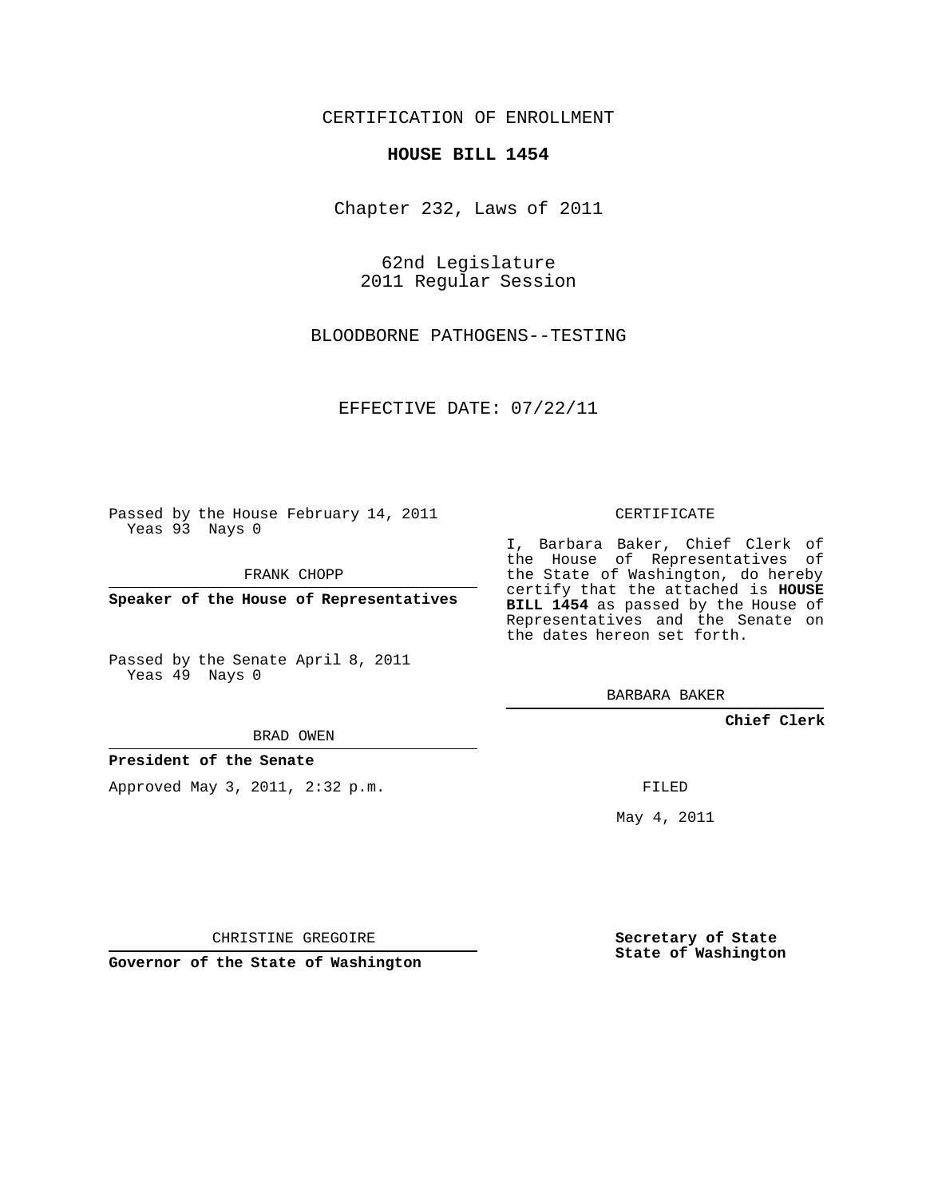CERTIFICATION OF ENROLLMENT

**HOUSE BILL 1454**

Chapter 232, Laws of 2011

62nd Legislature
2011 Regular Session

BLOODBORNE PATHOGENS--TESTING

EFFECTIVE DATE: 07/22/11

Passed by the House February 14, 2011
Yeas 93 Nays 0

FRANK CHOPP

**Speaker of the House of Representatives**

Passed by the Senate April 8, 2011
Yeas 49 Nays 0

BRAD OWEN

**President of the Senate**

Approved May 3, 2011, 2:32 p.m.

CHRISTINE GREGOIRE

**Governor of the State of Washington**

CERTIFICATE

I, Barbara Baker, Chief Clerk of the House of Representatives of the State of Washington, do hereby certify that the attached is **HOUSE BILL 1454** as passed by the House of Representatives and the Senate on the dates hereon set forth.

BARBARA BAKER

**Chief Clerk**

FILED

May 4, 2011

**Secretary of State**
**State of Washington**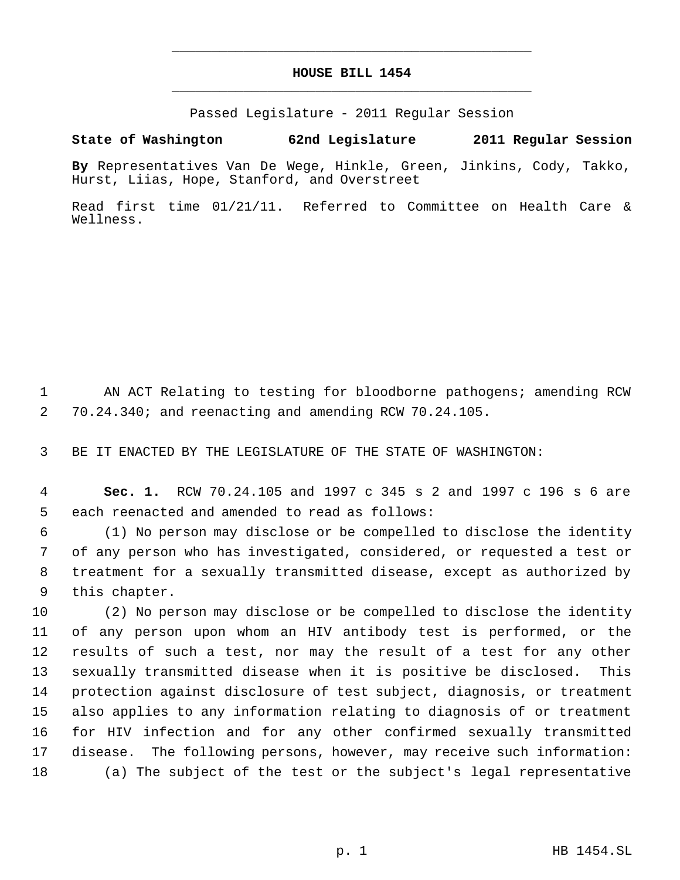# HOUSE BILL 1454

Passed Legislature - 2011 Regular Session

**State of Washington 62nd Legislature 2011 Regular Session**

**By** Representatives Van De Wege, Hinkle, Green, Jinkins, Cody, Takko, Hurst, Liias, Hope, Stanford, and Overstreet

Read first time 01/21/11. Referred to Committee on Health Care & Wellness.

AN ACT Relating to testing for bloodborne pathogens; amending RCW 70.24.340; and reenacting and amending RCW 70.24.105.

BE IT ENACTED BY THE LEGISLATURE OF THE STATE OF WASHINGTON:

**Sec. 1.** RCW 70.24.105 and 1997 c 345 s 2 and 1997 c 196 s 6 are each reenacted and amended to read as follows:

(1) No person may disclose or be compelled to disclose the identity of any person who has investigated, considered, or requested a test or treatment for a sexually transmitted disease, except as authorized by this chapter.

(2) No person may disclose or be compelled to disclose the identity of any person upon whom an HIV antibody test is performed, or the results of such a test, nor may the result of a test for any other sexually transmitted disease when it is positive be disclosed. This protection against disclosure of test subject, diagnosis, or treatment also applies to any information relating to diagnosis of or treatment for HIV infection and for any other confirmed sexually transmitted disease. The following persons, however, may receive such information:

(a) The subject of the test or the subject's legal representative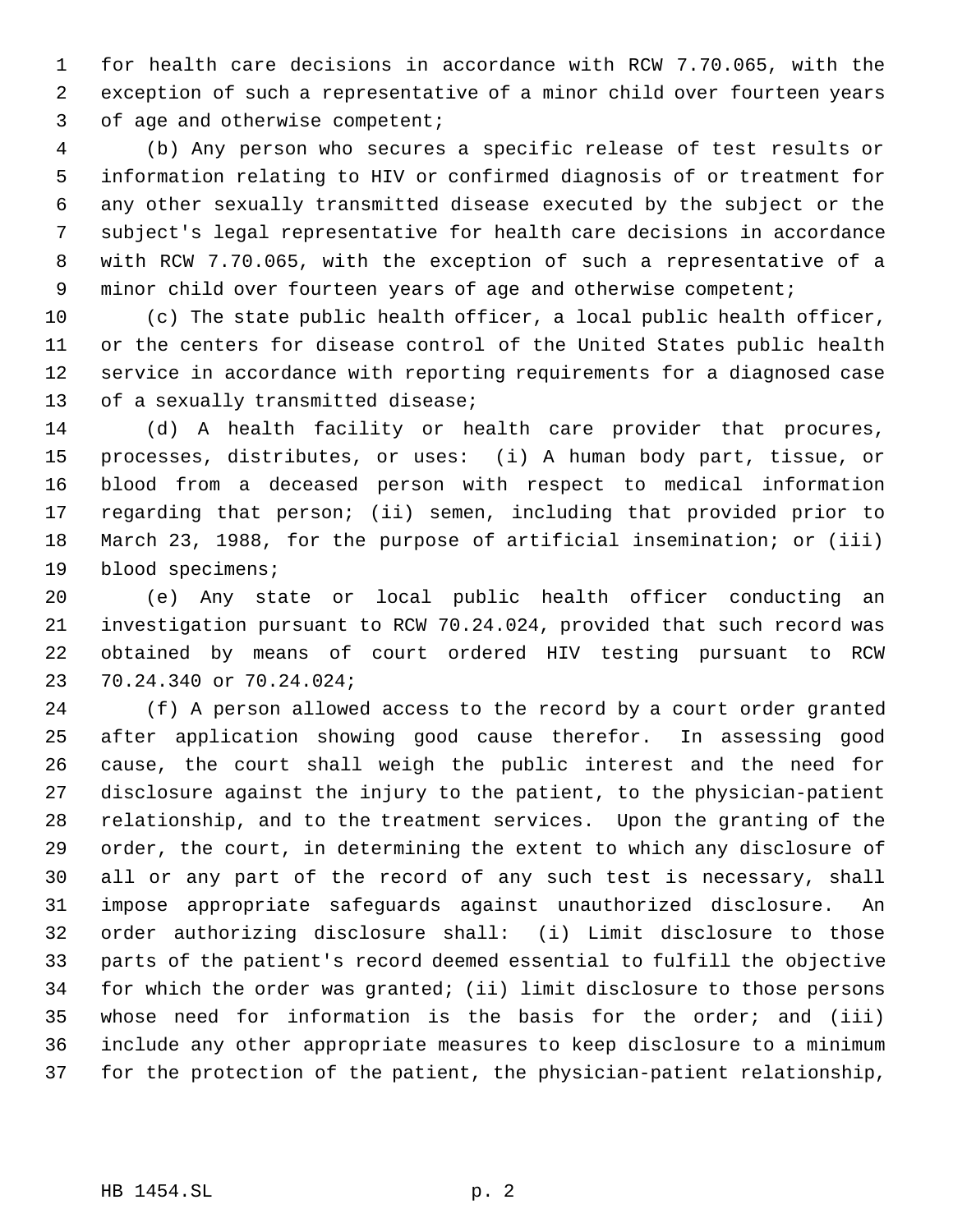for health care decisions in accordance with RCW 7.70.065, with the exception of such a representative of a minor child over fourteen years of age and otherwise competent;

(b) Any person who secures a specific release of test results or information relating to HIV or confirmed diagnosis of or treatment for any other sexually transmitted disease executed by the subject or the subject's legal representative for health care decisions in accordance with RCW 7.70.065, with the exception of such a representative of a minor child over fourteen years of age and otherwise competent;

(c) The state public health officer, a local public health officer, or the centers for disease control of the United States public health service in accordance with reporting requirements for a diagnosed case of a sexually transmitted disease;

(d) A health facility or health care provider that procures, processes, distributes, or uses: (i) A human body part, tissue, or blood from a deceased person with respect to medical information regarding that person; (ii) semen, including that provided prior to March 23, 1988, for the purpose of artificial insemination; or (iii) blood specimens;

(e) Any state or local public health officer conducting an investigation pursuant to RCW 70.24.024, provided that such record was obtained by means of court ordered HIV testing pursuant to RCW 70.24.340 or 70.24.024;

(f) A person allowed access to the record by a court order granted after application showing good cause therefor. In assessing good cause, the court shall weigh the public interest and the need for disclosure against the injury to the patient, to the physician-patient relationship, and to the treatment services. Upon the granting of the order, the court, in determining the extent to which any disclosure of all or any part of the record of any such test is necessary, shall impose appropriate safeguards against unauthorized disclosure. An order authorizing disclosure shall: (i) Limit disclosure to those parts of the patient's record deemed essential to fulfill the objective for which the order was granted; (ii) limit disclosure to those persons whose need for information is the basis for the order; and (iii) include any other appropriate measures to keep disclosure to a minimum for the protection of the patient, the physician-patient relationship,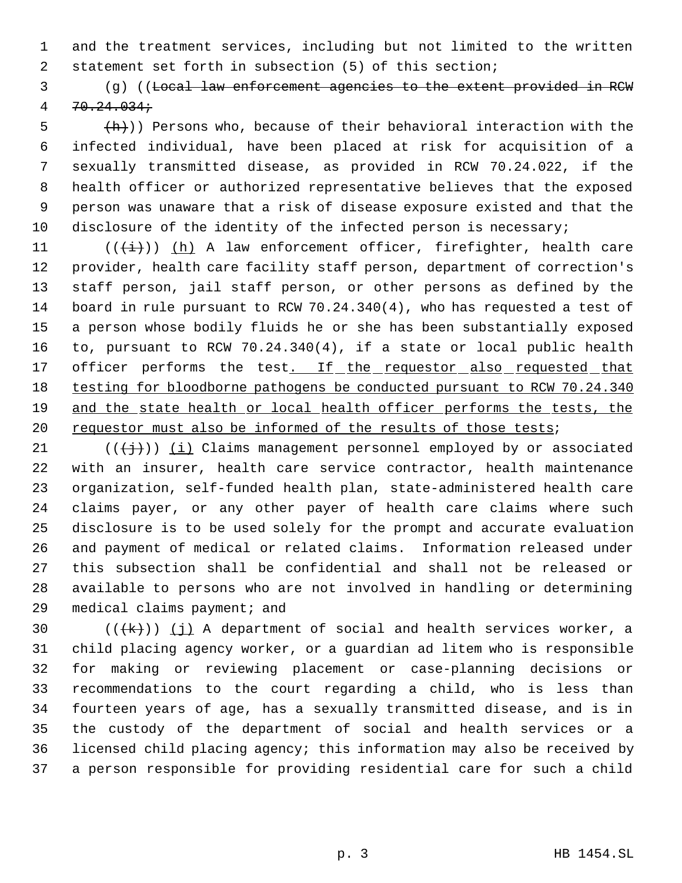and the treatment services, including but not limited to the written statement set forth in subsection (5) of this section;

(g) ((~~Local law enforcement agencies to the extent provided in RCW 70.24.034;~~

~~(h)~~)) Persons who, because of their behavioral interaction with the infected individual, have been placed at risk for acquisition of a sexually transmitted disease, as provided in RCW 70.24.022, if the health officer or authorized representative believes that the exposed person was unaware that a risk of disease exposure existed and that the disclosure of the identity of the infected person is necessary;

((~~(i)~~)) <u>(h)</u> A law enforcement officer, firefighter, health care provider, health care facility staff person, department of correction's staff person, jail staff person, or other persons as defined by the board in rule pursuant to RCW 70.24.340(4), who has requested a test of a person whose bodily fluids he or she has been substantially exposed to, pursuant to RCW 70.24.340(4), if a state or local public health officer performs the test<u>. If the requestor also requested that testing for bloodborne pathogens be conducted pursuant to RCW 70.24.340 and the state health or local health officer performs the tests, the requestor must also be informed of the results of those tests</u>;

((~~(j)~~)) <u>(i)</u> Claims management personnel employed by or associated with an insurer, health care service contractor, health maintenance organization, self-funded health plan, state-administered health care claims payer, or any other payer of health care claims where such disclosure is to be used solely for the prompt and accurate evaluation and payment of medical or related claims. Information released under this subsection shall be confidential and shall not be released or available to persons who are not involved in handling or determining medical claims payment; and

((~~(k)~~)) <u>(j)</u> A department of social and health services worker, a child placing agency worker, or a guardian ad litem who is responsible for making or reviewing placement or case-planning decisions or recommendations to the court regarding a child, who is less than fourteen years of age, has a sexually transmitted disease, and is in the custody of the department of social and health services or a licensed child placing agency; this information may also be received by a person responsible for providing residential care for such a child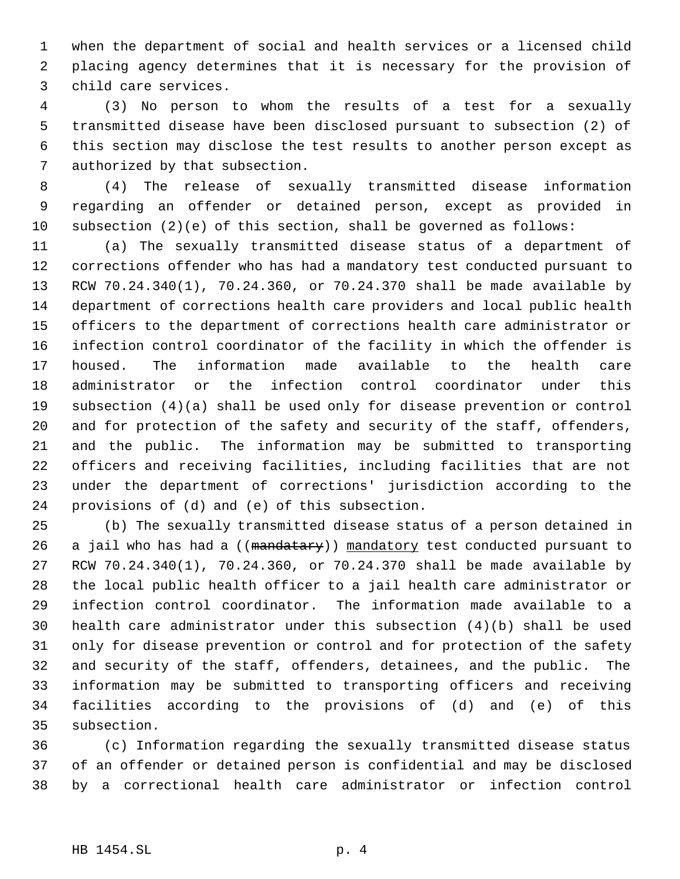when the department of social and health services or a licensed child placing agency determines that it is necessary for the provision of child care services.

(3) No person to whom the results of a test for a sexually transmitted disease have been disclosed pursuant to subsection (2) of this section may disclose the test results to another person except as authorized by that subsection.

(4) The release of sexually transmitted disease information regarding an offender or detained person, except as provided in subsection (2)(e) of this section, shall be governed as follows:

(a) The sexually transmitted disease status of a department of corrections offender who has had a mandatory test conducted pursuant to RCW 70.24.340(1), 70.24.360, or 70.24.370 shall be made available by department of corrections health care providers and local public health officers to the department of corrections health care administrator or infection control coordinator of the facility in which the offender is housed. The information made available to the health care administrator or the infection control coordinator under this subsection (4)(a) shall be used only for disease prevention or control and for protection of the safety and security of the staff, offenders, and the public. The information may be submitted to transporting officers and receiving facilities, including facilities that are not under the department of corrections' jurisdiction according to the provisions of (d) and (e) of this subsection.

(b) The sexually transmitted disease status of a person detained in a jail who has had a ((~~mandatary~~)) <u>mandatory</u> test conducted pursuant to RCW 70.24.340(1), 70.24.360, or 70.24.370 shall be made available by the local public health officer to a jail health care administrator or infection control coordinator. The information made available to a health care administrator under this subsection (4)(b) shall be used only for disease prevention or control and for protection of the safety and security of the staff, offenders, detainees, and the public. The information may be submitted to transporting officers and receiving facilities according to the provisions of (d) and (e) of this subsection.

(c) Information regarding the sexually transmitted disease status of an offender or detained person is confidential and may be disclosed by a correctional health care administrator or infection control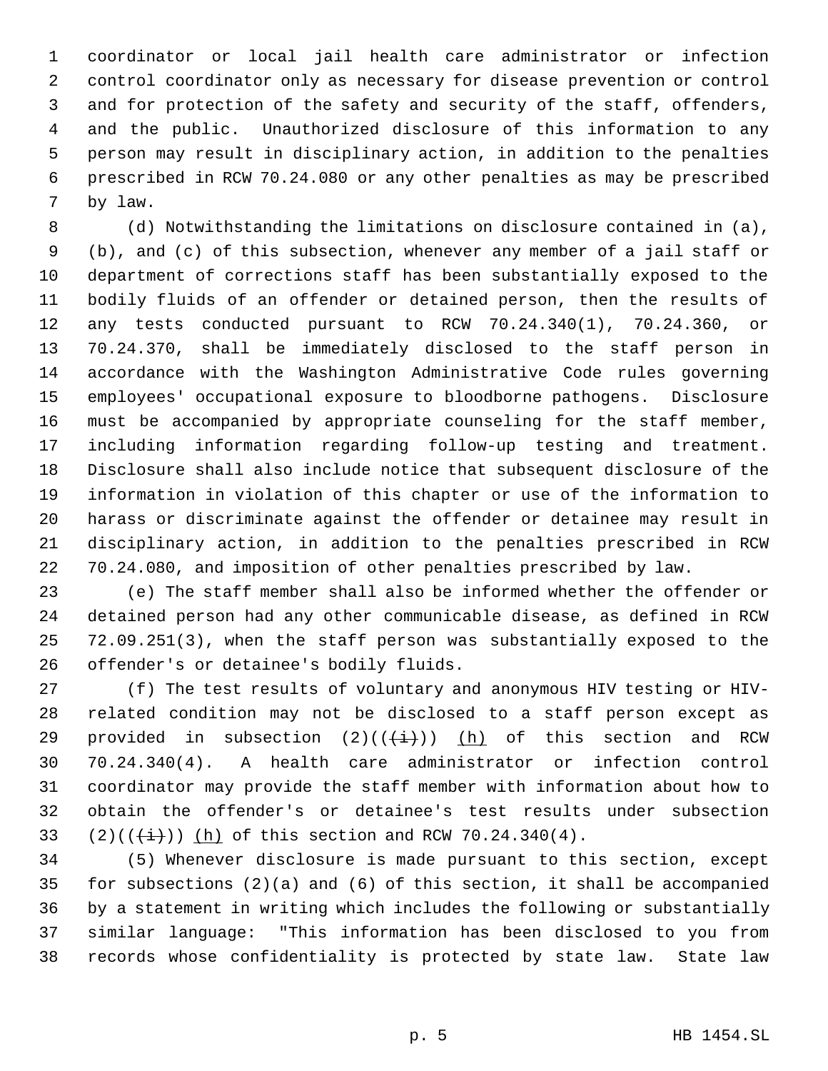coordinator or local jail health care administrator or infection control coordinator only as necessary for disease prevention or control and for protection of the safety and security of the staff, offenders, and the public. Unauthorized disclosure of this information to any person may result in disciplinary action, in addition to the penalties prescribed in RCW 70.24.080 or any other penalties as may be prescribed by law.

(d) Notwithstanding the limitations on disclosure contained in (a), (b), and (c) of this subsection, whenever any member of a jail staff or department of corrections staff has been substantially exposed to the bodily fluids of an offender or detained person, then the results of any tests conducted pursuant to RCW 70.24.340(1), 70.24.360, or 70.24.370, shall be immediately disclosed to the staff person in accordance with the Washington Administrative Code rules governing employees' occupational exposure to bloodborne pathogens. Disclosure must be accompanied by appropriate counseling for the staff member, including information regarding follow-up testing and treatment. Disclosure shall also include notice that subsequent disclosure of the information in violation of this chapter or use of the information to harass or discriminate against the offender or detainee may result in disciplinary action, in addition to the penalties prescribed in RCW 70.24.080, and imposition of other penalties prescribed by law.

(e) The staff member shall also be informed whether the offender or detained person had any other communicable disease, as defined in RCW 72.09.251(3), when the staff person was substantially exposed to the offender's or detainee's bodily fluids.

(f) The test results of voluntary and anonymous HIV testing or HIV-related condition may not be disclosed to a staff person except as provided in subsection (2)((~~(i)~~)) (h) of this section and RCW 70.24.340(4). A health care administrator or infection control coordinator may provide the staff member with information about how to obtain the offender's or detainee's test results under subsection (2)((~~(i)~~)) (h) of this section and RCW 70.24.340(4).

(5) Whenever disclosure is made pursuant to this section, except for subsections (2)(a) and (6) of this section, it shall be accompanied by a statement in writing which includes the following or substantially similar language: "This information has been disclosed to you from records whose confidentiality is protected by state law. State law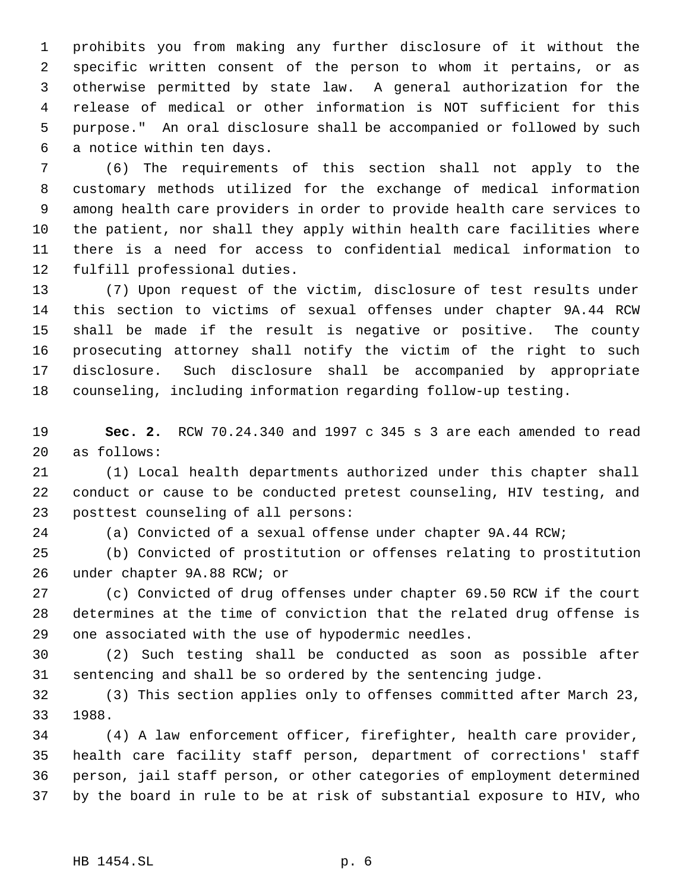prohibits you from making any further disclosure of it without the specific written consent of the person to whom it pertains, or as otherwise permitted by state law. A general authorization for the release of medical or other information is NOT sufficient for this purpose." An oral disclosure shall be accompanied or followed by such a notice within ten days.

(6) The requirements of this section shall not apply to the customary methods utilized for the exchange of medical information among health care providers in order to provide health care services to the patient, nor shall they apply within health care facilities where there is a need for access to confidential medical information to fulfill professional duties.

(7) Upon request of the victim, disclosure of test results under this section to victims of sexual offenses under chapter 9A.44 RCW shall be made if the result is negative or positive. The county prosecuting attorney shall notify the victim of the right to such disclosure. Such disclosure shall be accompanied by appropriate counseling, including information regarding follow-up testing.

**Sec. 2.** RCW 70.24.340 and 1997 c 345 s 3 are each amended to read as follows:

(1) Local health departments authorized under this chapter shall conduct or cause to be conducted pretest counseling, HIV testing, and posttest counseling of all persons:

(a) Convicted of a sexual offense under chapter 9A.44 RCW;

(b) Convicted of prostitution or offenses relating to prostitution under chapter 9A.88 RCW; or

(c) Convicted of drug offenses under chapter 69.50 RCW if the court determines at the time of conviction that the related drug offense is one associated with the use of hypodermic needles.

(2) Such testing shall be conducted as soon as possible after sentencing and shall be so ordered by the sentencing judge.

(3) This section applies only to offenses committed after March 23, 1988.

(4) A law enforcement officer, firefighter, health care provider, health care facility staff person, department of corrections' staff person, jail staff person, or other categories of employment determined by the board in rule to be at risk of substantial exposure to HIV, who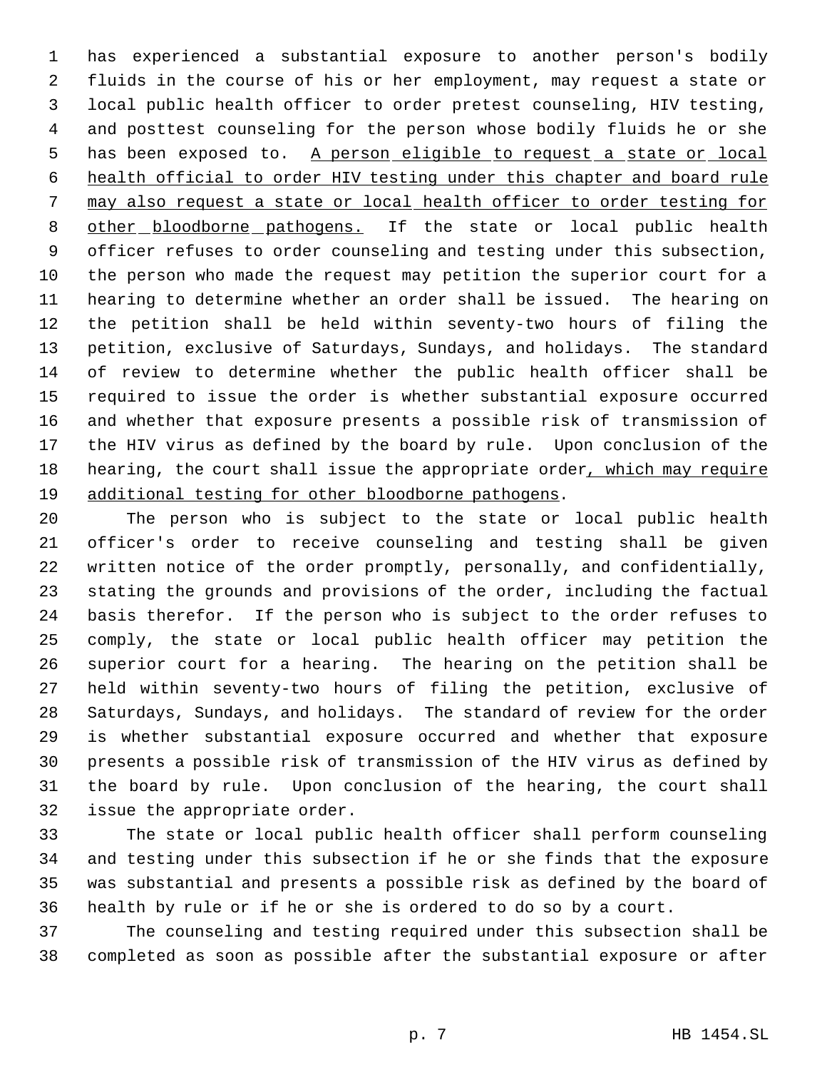has experienced a substantial exposure to another person's bodily fluids in the course of his or her employment, may request a state or local public health officer to order pretest counseling, HIV testing, and posttest counseling for the person whose bodily fluids he or she has been exposed to. <u>A person eligible to request a state or local health official to order HIV testing under this chapter and board rule may also request a state or local health officer to order testing for other bloodborne pathogens.</u> If the state or local public health officer refuses to order counseling and testing under this subsection, the person who made the request may petition the superior court for a hearing to determine whether an order shall be issued. The hearing on the petition shall be held within seventy-two hours of filing the petition, exclusive of Saturdays, Sundays, and holidays. The standard of review to determine whether the public health officer shall be required to issue the order is whether substantial exposure occurred and whether that exposure presents a possible risk of transmission of the HIV virus as defined by the board by rule. Upon conclusion of the hearing, the court shall issue the appropriate order<u>, which may require additional testing for other bloodborne pathogens</u>.

The person who is subject to the state or local public health officer's order to receive counseling and testing shall be given written notice of the order promptly, personally, and confidentially, stating the grounds and provisions of the order, including the factual basis therefor. If the person who is subject to the order refuses to comply, the state or local public health officer may petition the superior court for a hearing. The hearing on the petition shall be held within seventy-two hours of filing the petition, exclusive of Saturdays, Sundays, and holidays. The standard of review for the order is whether substantial exposure occurred and whether that exposure presents a possible risk of transmission of the HIV virus as defined by the board by rule. Upon conclusion of the hearing, the court shall issue the appropriate order.

The state or local public health officer shall perform counseling and testing under this subsection if he or she finds that the exposure was substantial and presents a possible risk as defined by the board of health by rule or if he or she is ordered to do so by a court.

The counseling and testing required under this subsection shall be completed as soon as possible after the substantial exposure or after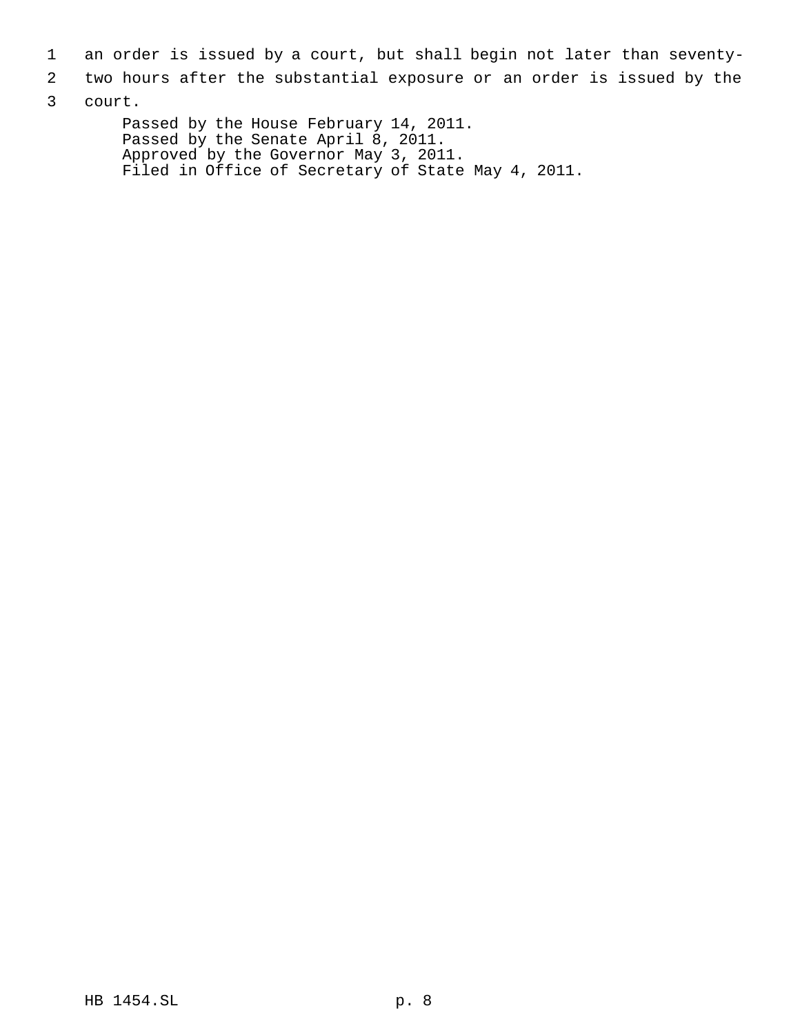an order is issued by a court, but shall begin not later than seventy-two hours after the substantial exposure or an order is issued by the court.

Passed by the House February 14, 2011.
Passed by the Senate April 8, 2011.
Approved by the Governor May 3, 2011.
Filed in Office of Secretary of State May 4, 2011.